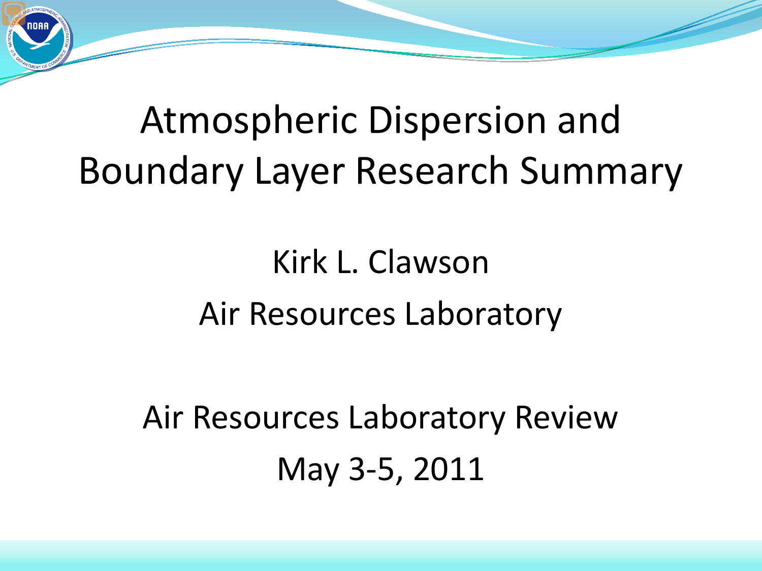# Atmospheric Dispersion and Boundary Layer Research Summary

Kirk L. Clawson

Air Resources Laboratory

Air Resources Laboratory Review

May 3-5, 2011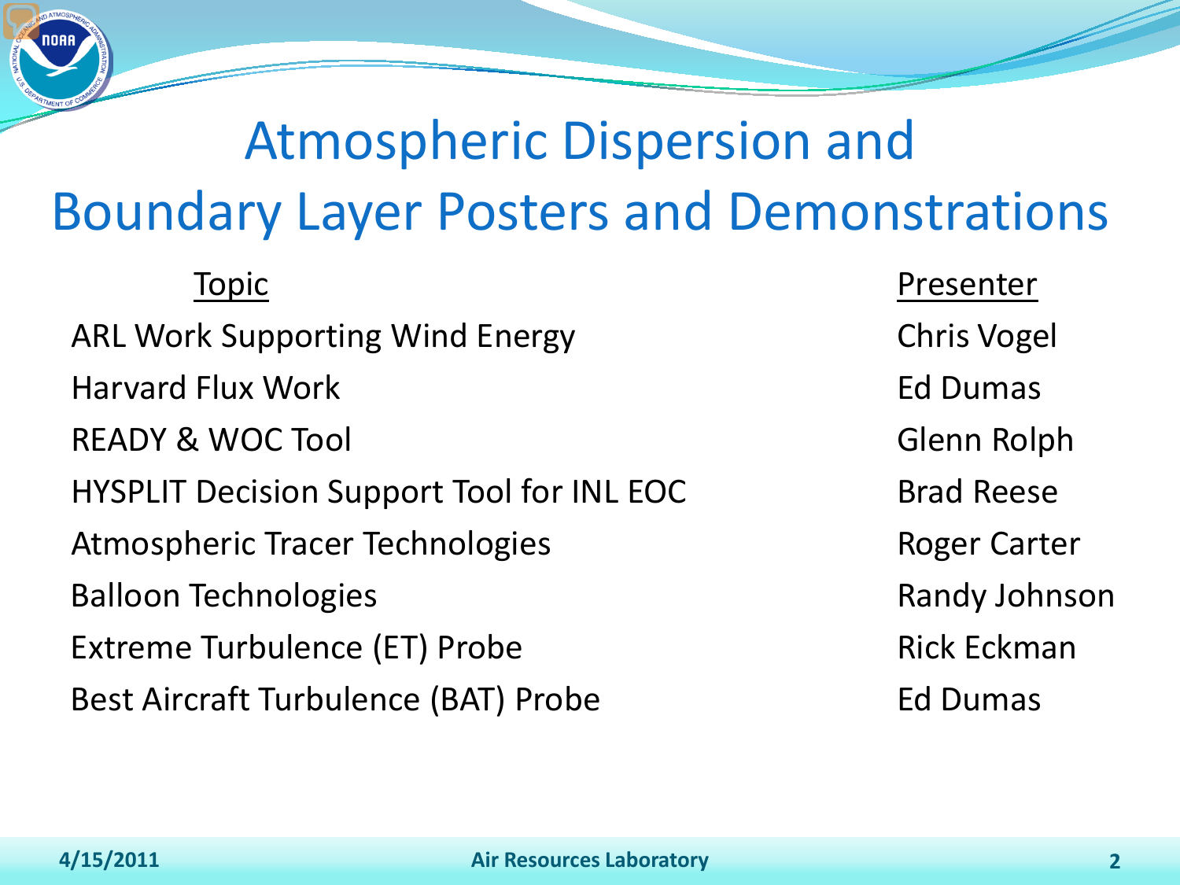# Atmospheric Dispersion and Boundary Layer Posters and Demonstrations

| Topic | Presenter |
| --- | --- |
| ARL Work Supporting Wind Energy | Chris Vogel |
| Harvard Flux Work | Ed Dumas |
| READY & WOC Tool | Glenn Rolph |
| HYSPLIT Decision Support Tool for INL EOC | Brad Reese |
| Atmospheric Tracer Technologies | Roger Carter |
| Balloon Technologies | Randy Johnson |
| Extreme Turbulence (ET) Probe | Rick Eckman |
| Best Aircraft Turbulence (BAT) Probe | Ed Dumas |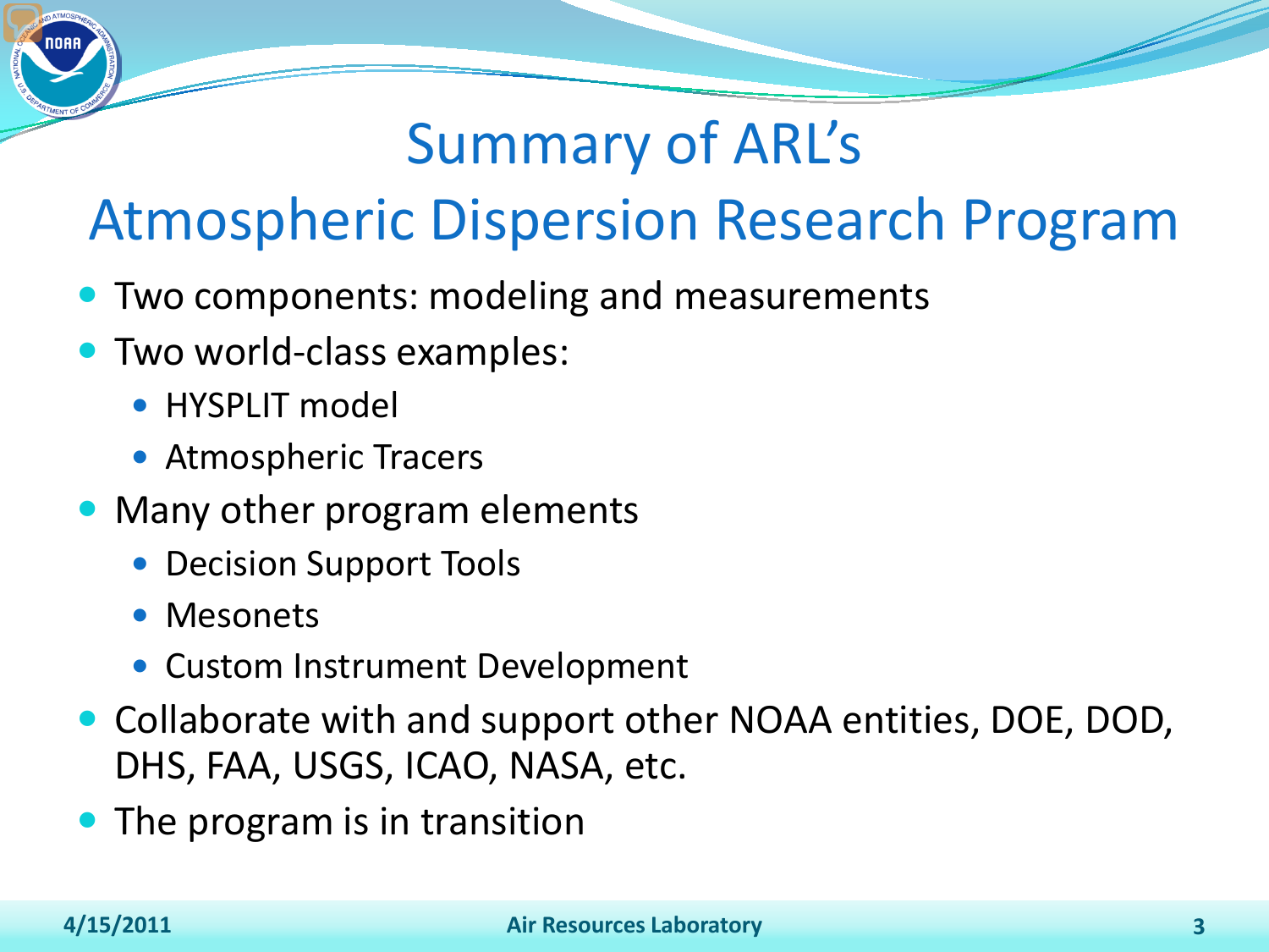# Summary of ARL's Atmospheric Dispersion Research Program

- Two components: modeling and measurements
- Two world-class examples:
  - HYSPLIT model
  - Atmospheric Tracers
- Many other program elements
  - Decision Support Tools
  - Mesonets
  - Custom Instrument Development
- Collaborate with and support other NOAA entities, DOE, DOD, DHS, FAA, USGS, ICAO, NASA, etc.
- The program is in transition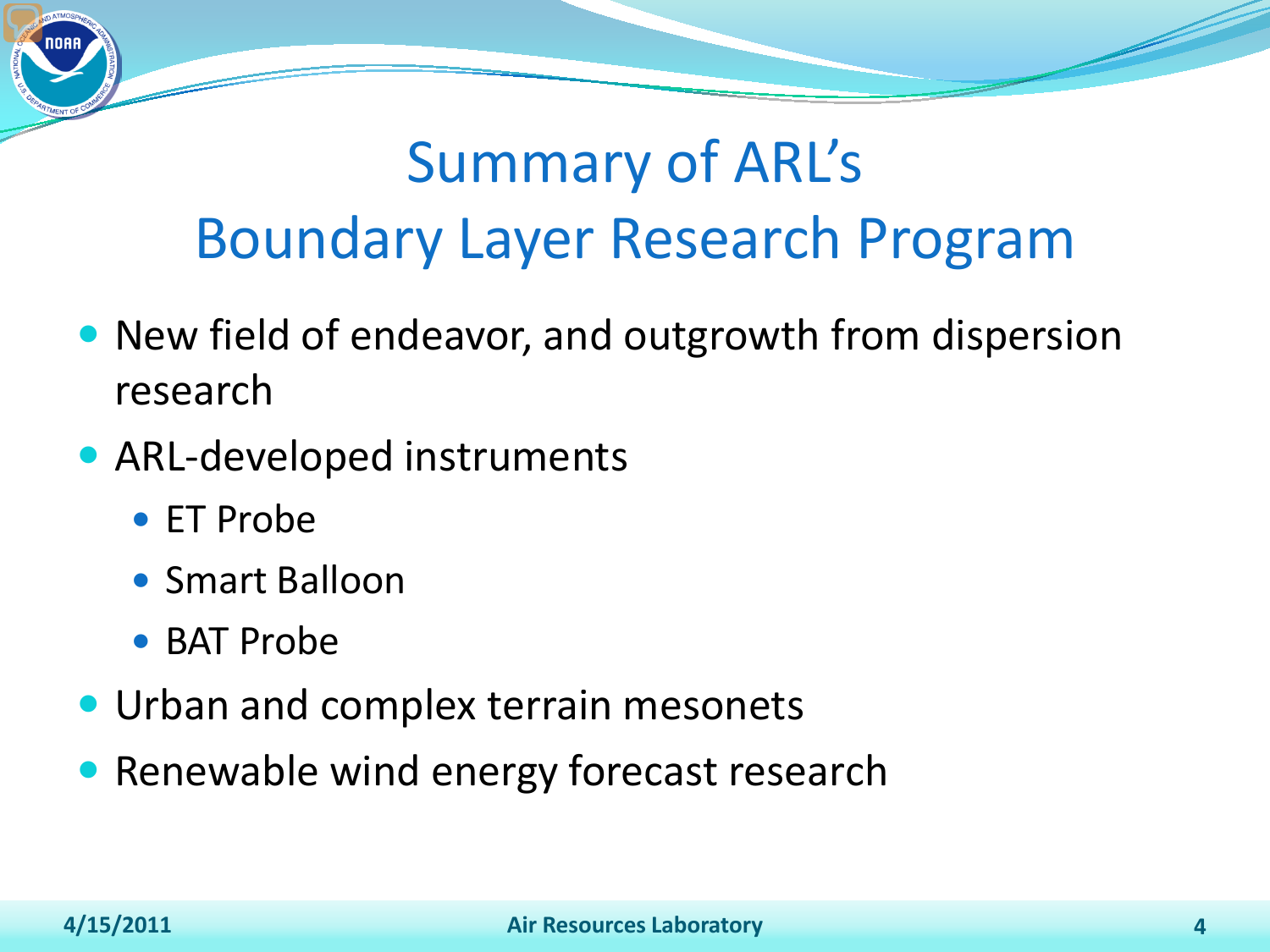# Summary of ARL's Boundary Layer Research Program

- New field of endeavor, and outgrowth from dispersion research
- ARL-developed instruments
  - ET Probe
  - Smart Balloon
  - BAT Probe
- Urban and complex terrain mesonets
- Renewable wind energy forecast research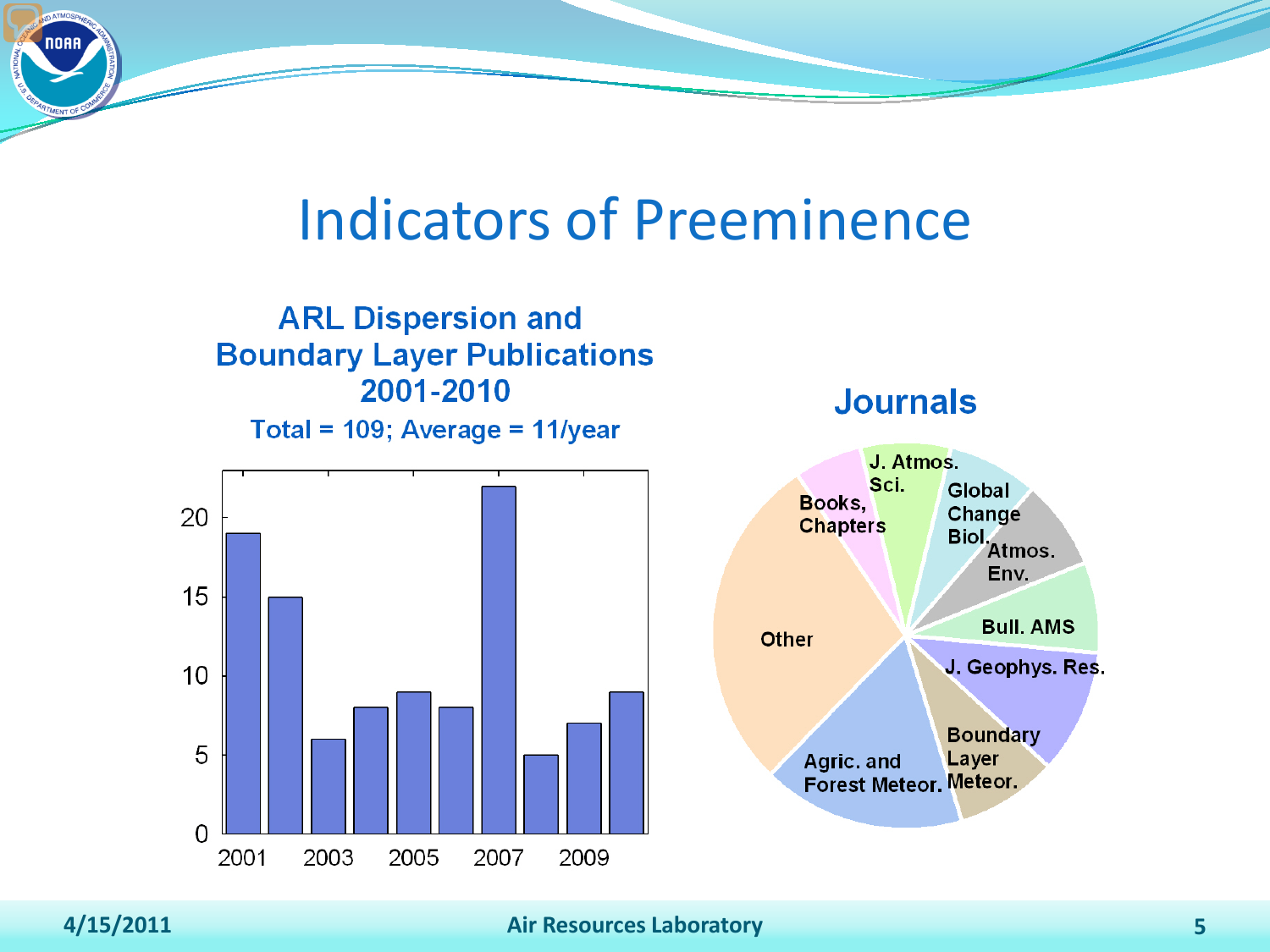# Indicators of Preeminence

## ARL Dispersion and Boundary Layer Publications 2001-2010

Total = 109; Average = 11/year

| Year | Publications |
|---|---|
| 2001 | 19 |
| 2002 | 15 |
| 2003 | 6 |
| 2004 | 8 |
| 2005 | 9 |
| 2006 | 8 |
| 2007 | 22 |
| 2008 | 5 |
| 2009 | 7 |
| 2010 | 9 |

## Journals

- J. Atmos. Sci.
- Global Change Biol.
- Atmos. Env.
- Bull. AMS
- J. Geophys. Res.
- Boundary Layer Meteor.
- Agric. and Forest Meteor.
- Other
- Books, Chapters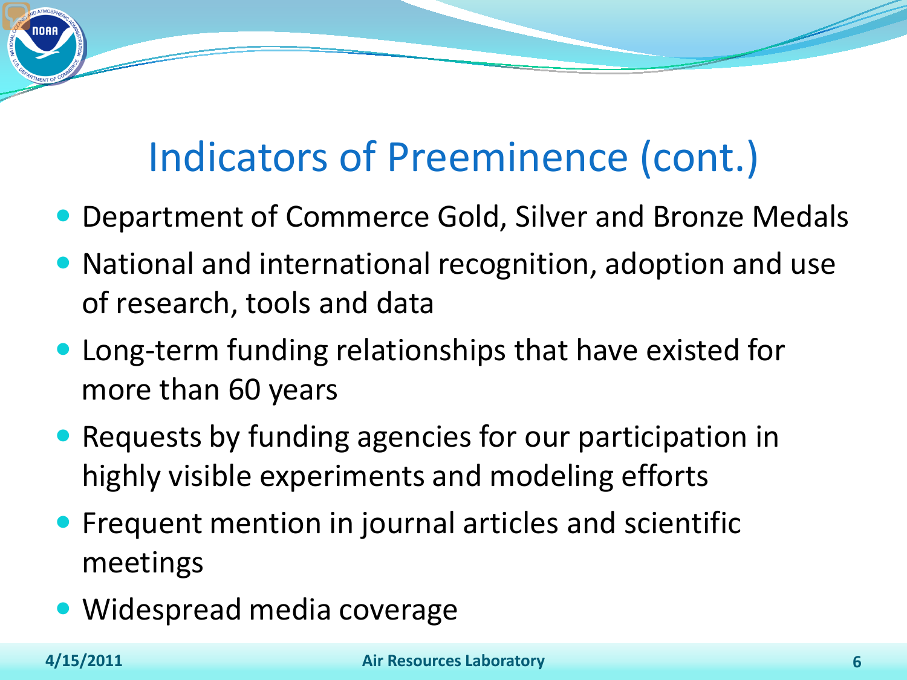# Indicators of Preeminence (cont.)

- Department of Commerce Gold, Silver and Bronze Medals
- National and international recognition, adoption and use of research, tools and data
- Long-term funding relationships that have existed for more than 60 years
- Requests by funding agencies for our participation in highly visible experiments and modeling efforts
- Frequent mention in journal articles and scientific meetings
- Widespread media coverage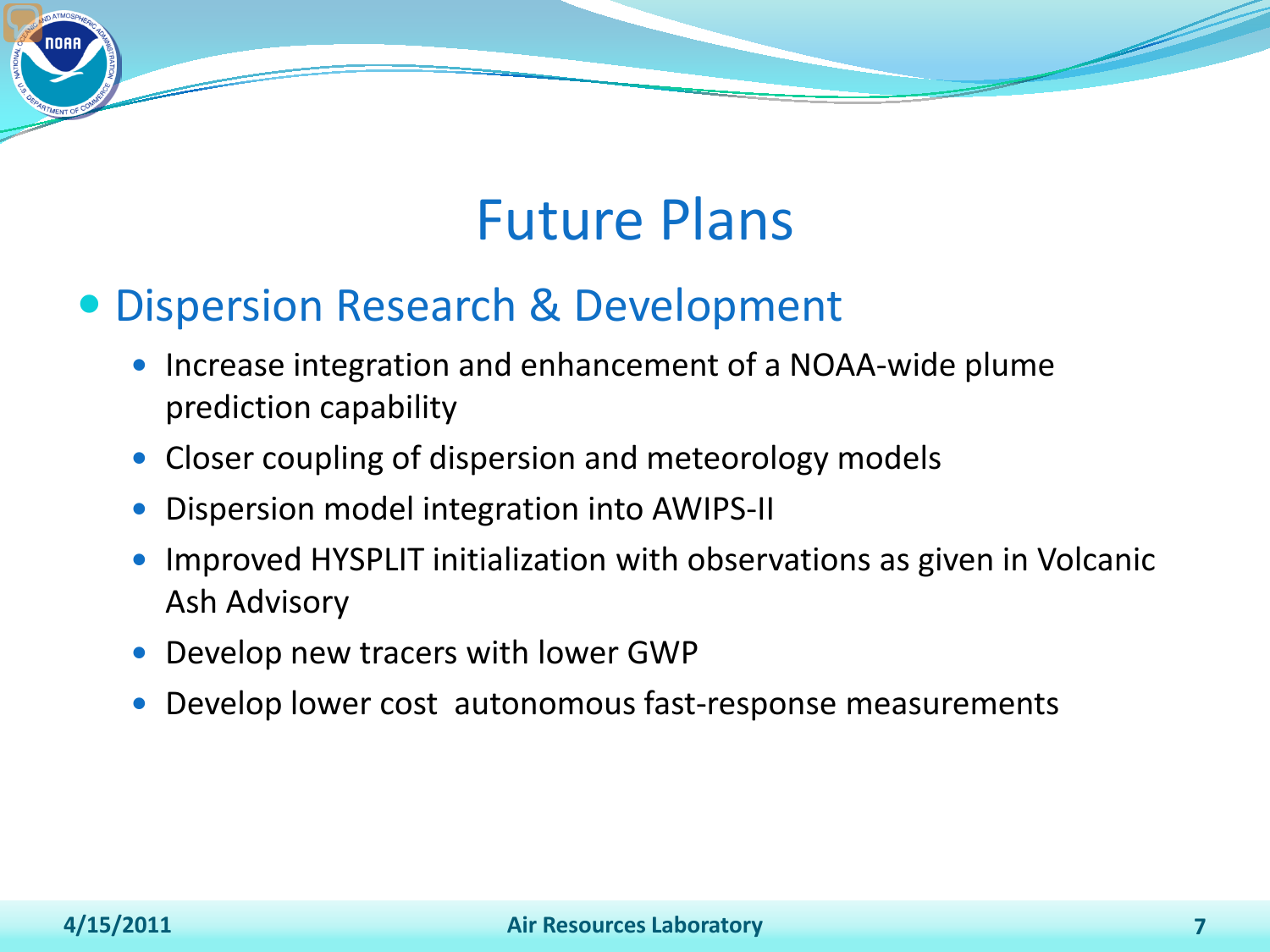# Future Plans

- Dispersion Research & Development
  - Increase integration and enhancement of a NOAA-wide plume prediction capability
  - Closer coupling of dispersion and meteorology models
  - Dispersion model integration into AWIPS-II
  - Improved HYSPLIT initialization with observations as given in Volcanic Ash Advisory
  - Develop new tracers with lower GWP
  - Develop lower cost autonomous fast-response measurements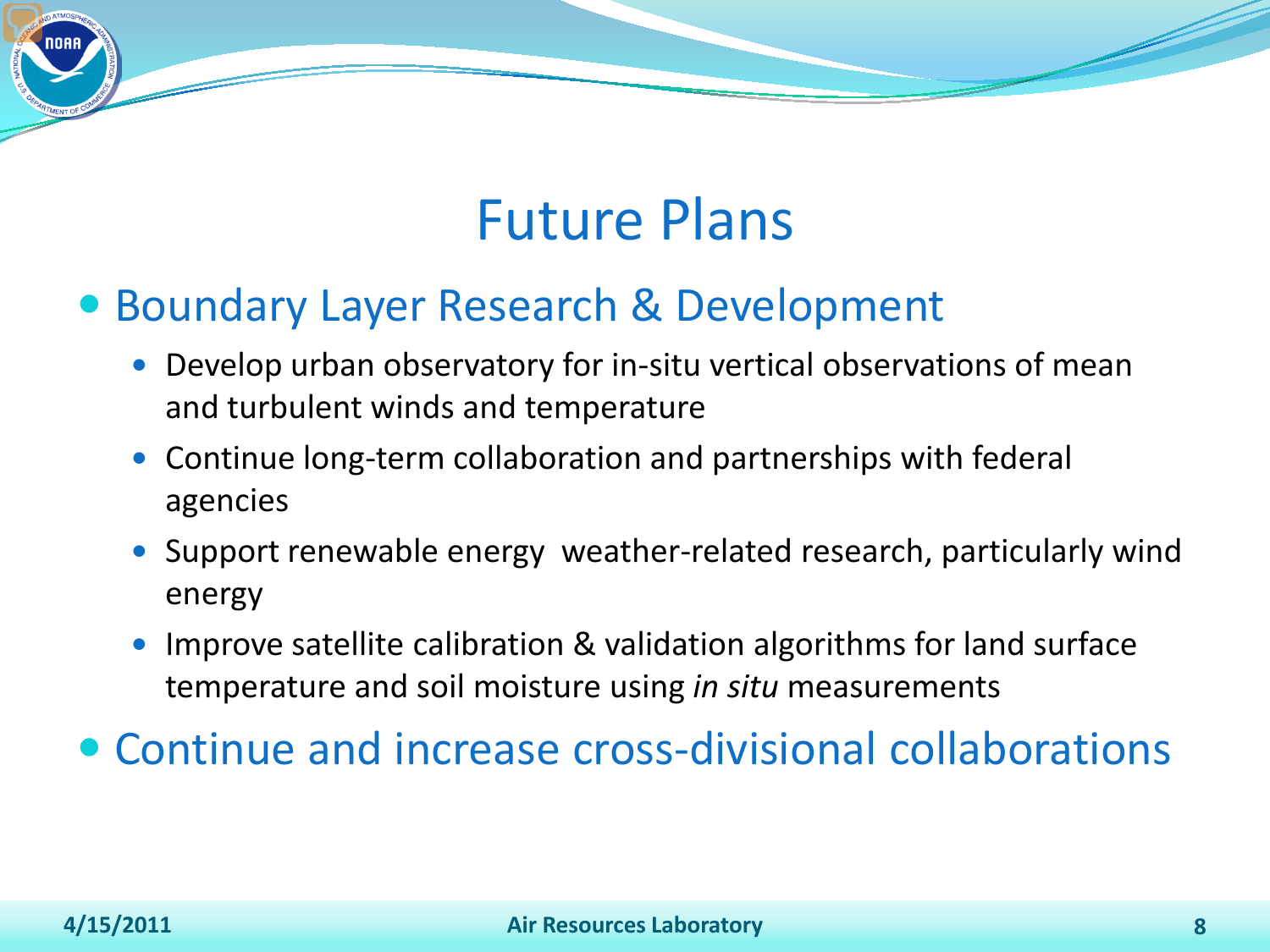# Future Plans

- Boundary Layer Research & Development
  - Develop urban observatory for in-situ vertical observations of mean and turbulent winds and temperature
  - Continue long-term collaboration and partnerships with federal agencies
  - Support renewable energy weather-related research, particularly wind energy
  - Improve satellite calibration & validation algorithms for land surface temperature and soil moisture using *in situ* measurements
- Continue and increase cross-divisional collaborations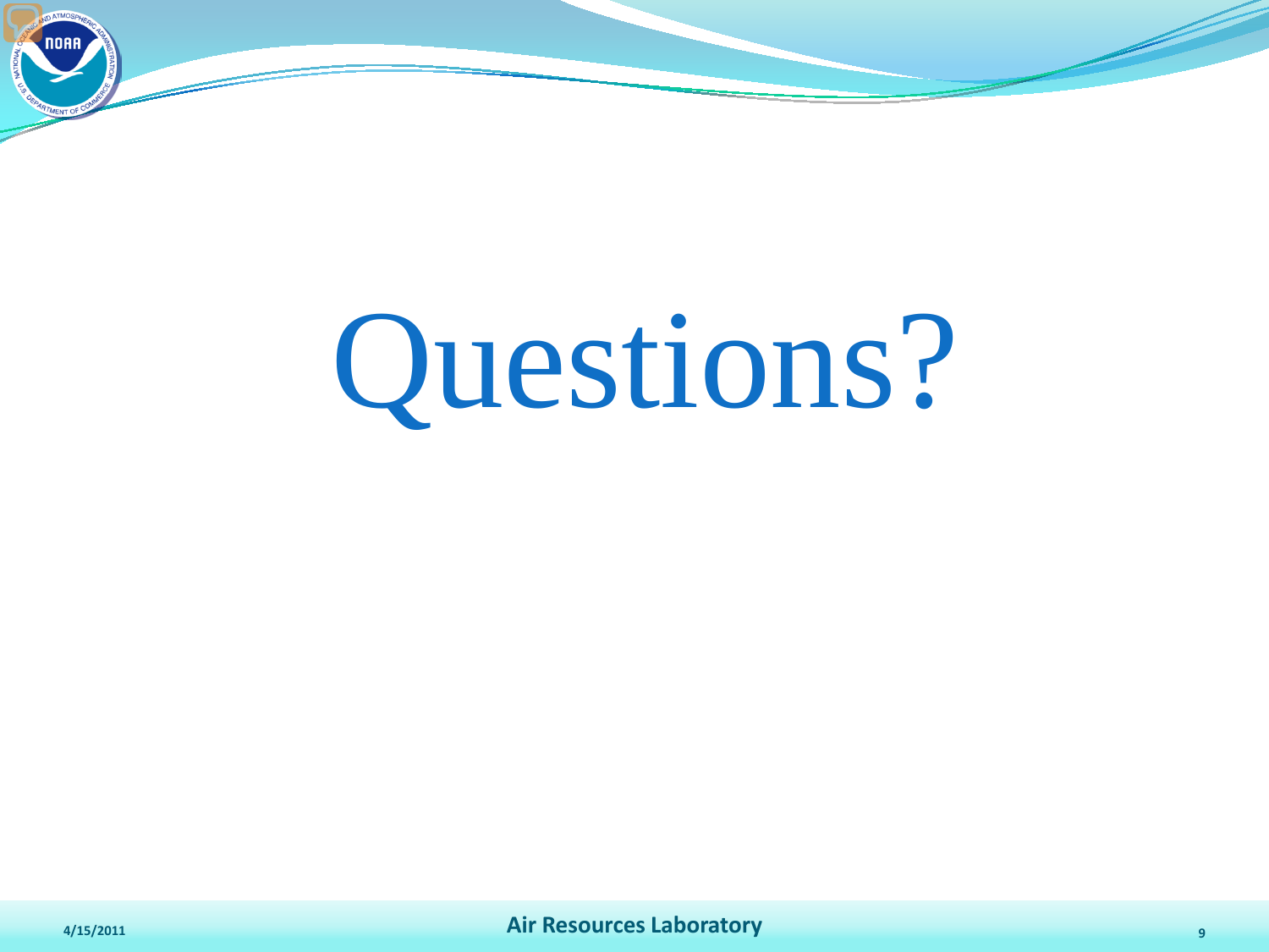# Questions?